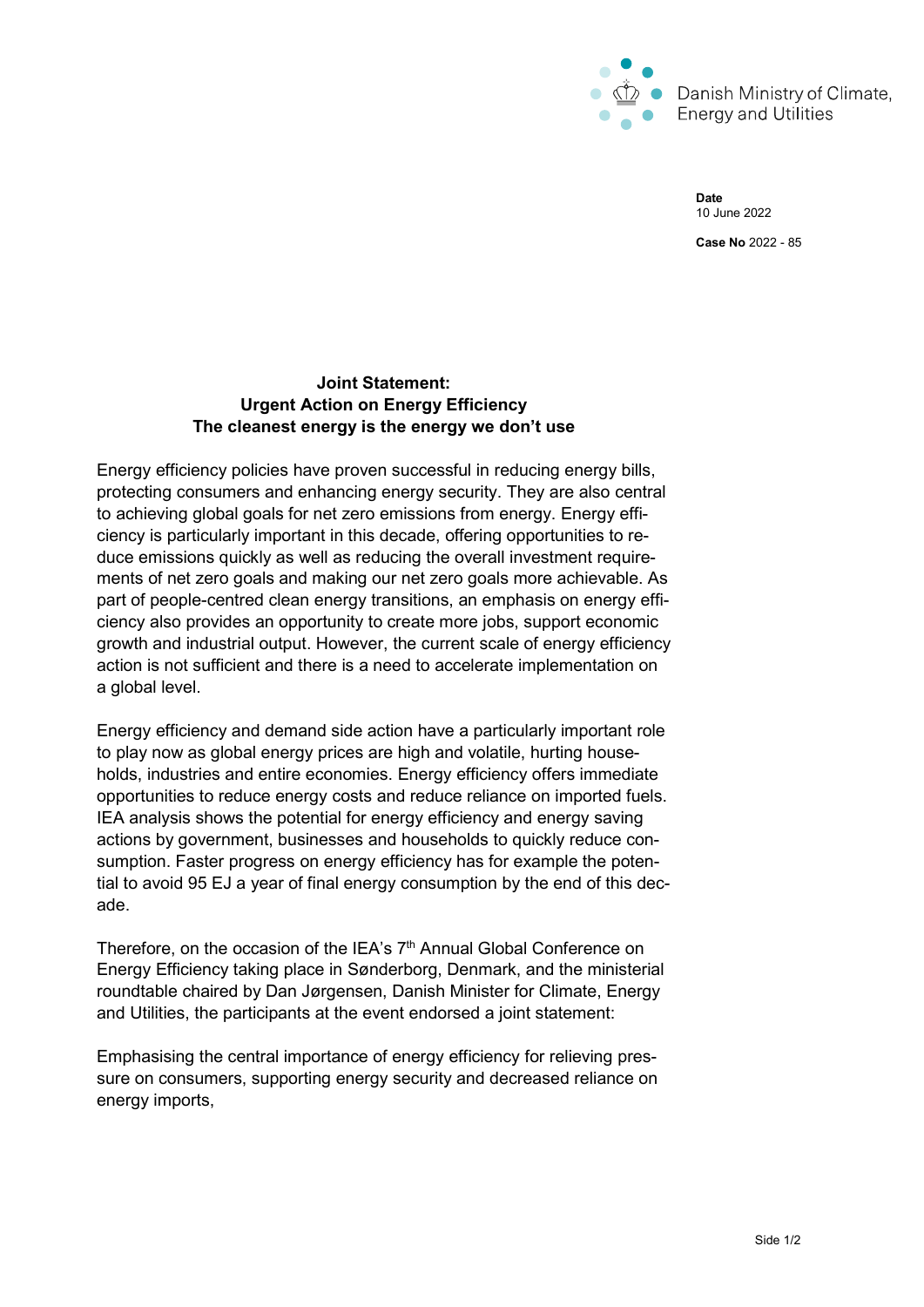Danish Ministry of Climate, Energy and Utilities

**Date**
10 June 2022

**Case No** 2022 - 85

**Joint Statement:**
**Urgent Action on Energy Efficiency**
**The cleanest energy is the energy we don't use**

Energy efficiency policies have proven successful in reducing energy bills, protecting consumers and enhancing energy security. They are also central to achieving global goals for net zero emissions from energy. Energy efficiency is particularly important in this decade, offering opportunities to reduce emissions quickly as well as reducing the overall investment requirements of net zero goals and making our net zero goals more achievable. As part of people-centred clean energy transitions, an emphasis on energy efficiency also provides an opportunity to create more jobs, support economic growth and industrial output. However, the current scale of energy efficiency action is not sufficient and there is a need to accelerate implementation on a global level.

Energy efficiency and demand side action have a particularly important role to play now as global energy prices are high and volatile, hurting households, industries and entire economies. Energy efficiency offers immediate opportunities to reduce energy costs and reduce reliance on imported fuels. IEA analysis shows the potential for energy efficiency and energy saving actions by government, businesses and households to quickly reduce consumption. Faster progress on energy efficiency has for example the potential to avoid 95 EJ a year of final energy consumption by the end of this decade.

Therefore, on the occasion of the IEA's 7th Annual Global Conference on Energy Efficiency taking place in Sønderborg, Denmark, and the ministerial roundtable chaired by Dan Jørgensen, Danish Minister for Climate, Energy and Utilities, the participants at the event endorsed a joint statement:

Emphasising the central importance of energy efficiency for relieving pressure on consumers, supporting energy security and decreased reliance on energy imports,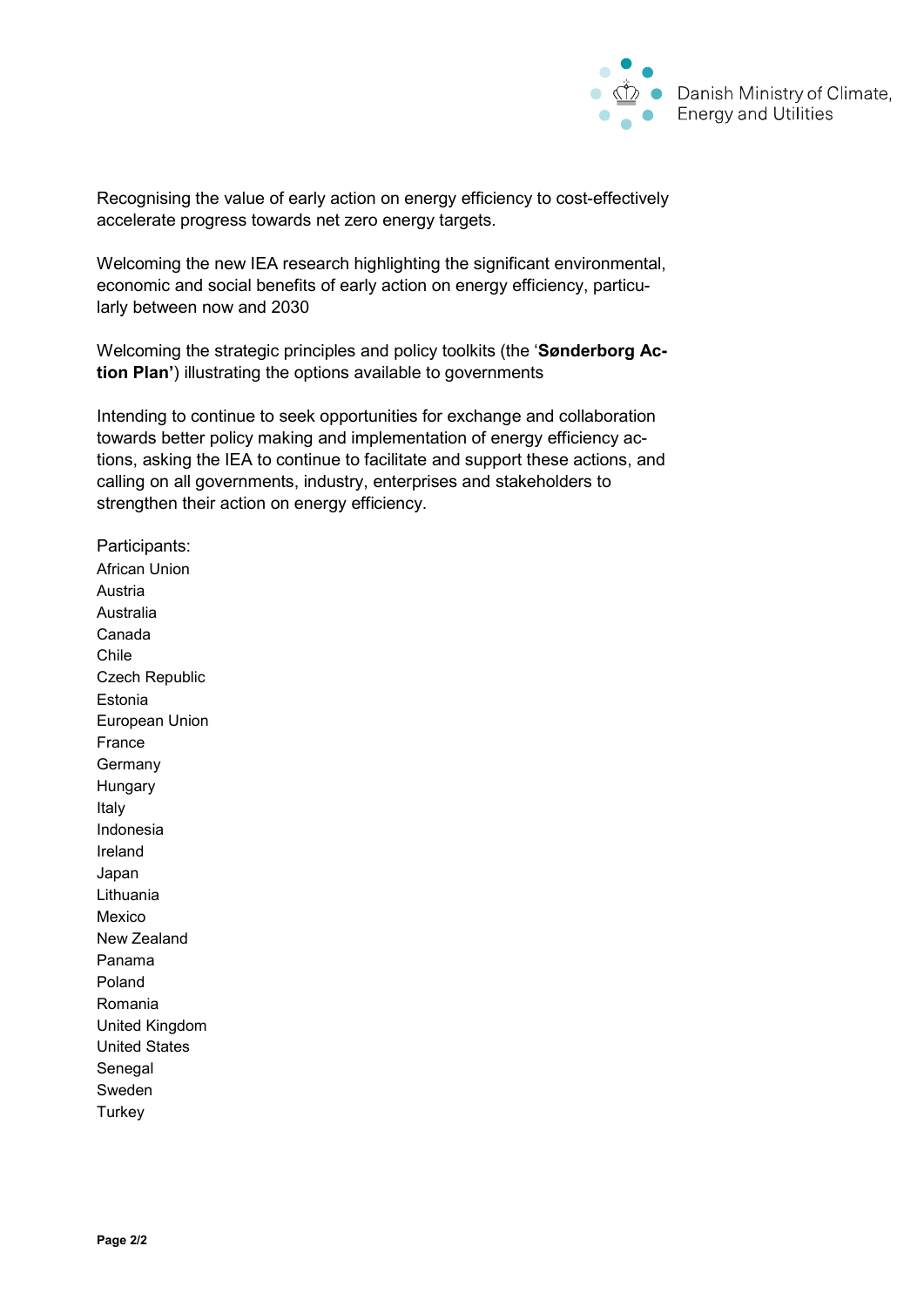Recognising the value of early action on energy efficiency to cost-effectively accelerate progress towards net zero energy targets.

Welcoming the new IEA research highlighting the significant environmental, economic and social benefits of early action on energy efficiency, particularly between now and 2030

Welcoming the strategic principles and policy toolkits (the '**Sønderborg Action Plan'**) illustrating the options available to governments

Intending to continue to seek opportunities for exchange and collaboration towards better policy making and implementation of energy efficiency actions, asking the IEA to continue to facilitate and support these actions, and calling on all governments, industry, enterprises and stakeholders to strengthen their action on energy efficiency.

Participants:
African Union
Austria
Australia
Canada
Chile
Czech Republic
Estonia
European Union
France
Germany
Hungary
Italy
Indonesia
Ireland
Japan
Lithuania
Mexico
New Zealand
Panama
Poland
Romania
United Kingdom
United States
Senegal
Sweden
Turkey